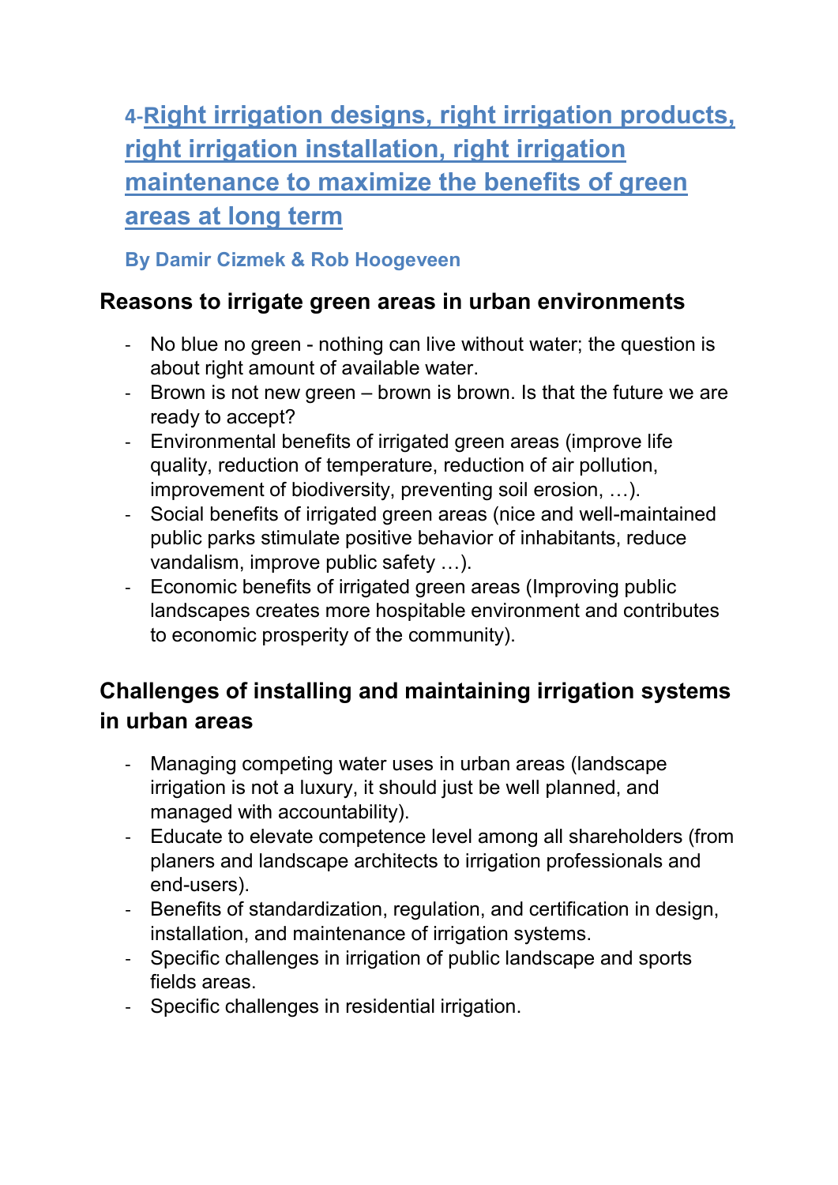# 4-Right irrigation designs, right irrigation products, right irrigation installation, right irrigation maintenance to maximize the benefits of green areas at long term

**By Damir Cizmek & Rob Hoogeveen**

## Reasons to irrigate green areas in urban environments

- No blue no green - nothing can live without water; the question is about right amount of available water.
- Brown is not new green – brown is brown. Is that the future we are ready to accept?
- Environmental benefits of irrigated green areas (improve life quality, reduction of temperature, reduction of air pollution, improvement of biodiversity, preventing soil erosion, …).
- Social benefits of irrigated green areas (nice and well-maintained public parks stimulate positive behavior of inhabitants, reduce vandalism, improve public safety …).
- Economic benefits of irrigated green areas (Improving public landscapes creates more hospitable environment and contributes to economic prosperity of the community).

## Challenges of installing and maintaining irrigation systems in urban areas

- Managing competing water uses in urban areas (landscape irrigation is not a luxury, it should just be well planned, and managed with accountability).
- Educate to elevate competence level among all shareholders (from planers and landscape architects to irrigation professionals and end-users).
- Benefits of standardization, regulation, and certification in design, installation, and maintenance of irrigation systems.
- Specific challenges in irrigation of public landscape and sports fields areas.
- Specific challenges in residential irrigation.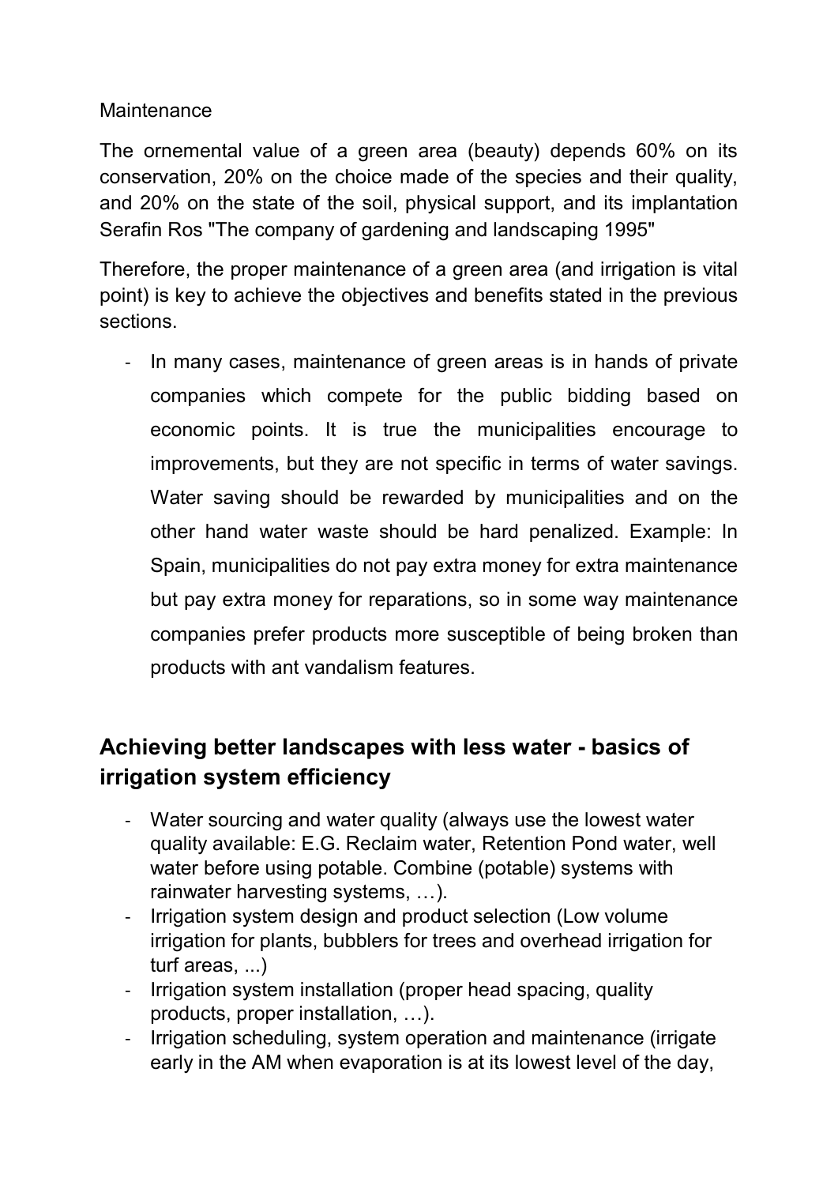Maintenance

The ornemental value of a green area (beauty) depends 60% on its conservation, 20% on the choice made of the species and their quality, and 20% on the state of the soil, physical support, and its implantation Serafin Ros "The company of gardening and landscaping 1995"

Therefore, the proper maintenance of a green area (and irrigation is vital point) is key to achieve the objectives and benefits stated in the previous sections.

- In many cases, maintenance of green areas is in hands of private companies which compete for the public bidding based on economic points. It is true the municipalities encourage to improvements, but they are not specific in terms of water savings. Water saving should be rewarded by municipalities and on the other hand water waste should be hard penalized. Example: In Spain, municipalities do not pay extra money for extra maintenance but pay extra money for reparations, so in some way maintenance companies prefer products more susceptible of being broken than products with ant vandalism features.

## Achieving better landscapes with less water - basics of irrigation system efficiency

- Water sourcing and water quality (always use the lowest water quality available: E.G. Reclaim water, Retention Pond water, well water before using potable. Combine (potable) systems with rainwater harvesting systems, …).
- Irrigation system design and product selection (Low volume irrigation for plants, bubblers for trees and overhead irrigation for turf areas, ...)
- Irrigation system installation (proper head spacing, quality products, proper installation, …).
- Irrigation scheduling, system operation and maintenance (irrigate early in the AM when evaporation is at its lowest level of the day,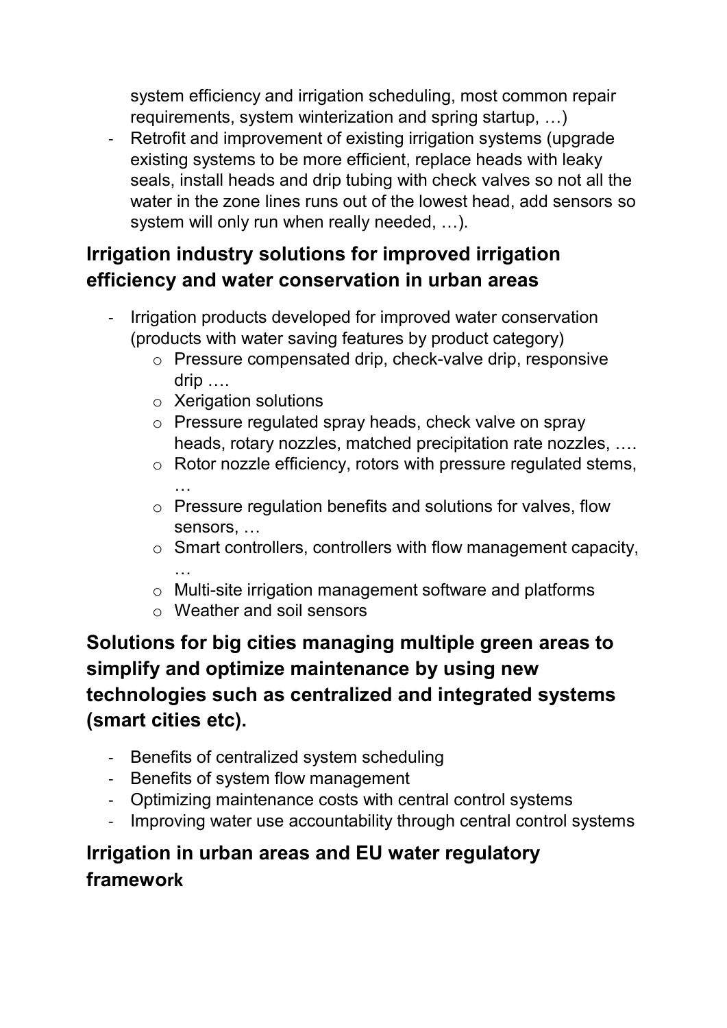system efficiency and irrigation scheduling, most common repair requirements, system winterization and spring startup, …)
- Retrofit and improvement of existing irrigation systems (upgrade existing systems to be more efficient, replace heads with leaky seals, install heads and drip tubing with check valves so not all the water in the zone lines runs out of the lowest head, add sensors so system will only run when really needed, …).

## Irrigation industry solutions for improved irrigation efficiency and water conservation in urban areas

- Irrigation products developed for improved water conservation (products with water saving features by product category)
  - Pressure compensated drip, check-valve drip, responsive drip ….
  - Xerigation solutions
  - Pressure regulated spray heads, check valve on spray heads, rotary nozzles, matched precipitation rate nozzles, ….
  - Rotor nozzle efficiency, rotors with pressure regulated stems, …
  - Pressure regulation benefits and solutions for valves, flow sensors, …
  - Smart controllers, controllers with flow management capacity, …
  - Multi-site irrigation management software and platforms
  - Weather and soil sensors

## Solutions for big cities managing multiple green areas to simplify and optimize maintenance by using new technologies such as centralized and integrated systems (smart cities etc).

- Benefits of centralized system scheduling
- Benefits of system flow management
- Optimizing maintenance costs with central control systems
- Improving water use accountability through central control systems

## Irrigation in urban areas and EU water regulatory framework